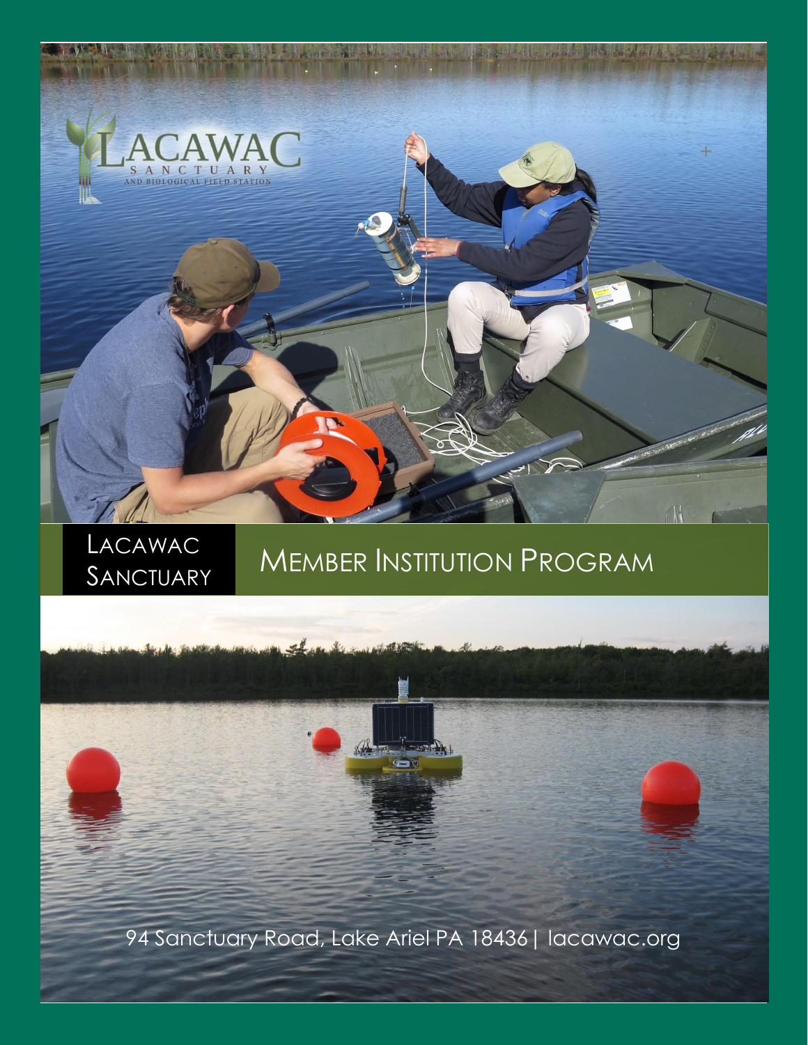LACAWAC
SANCTUARY
AND BIOLOGICAL FIELD STATION

# Lacawac Sanctuary

# Member Institution Program

94 Sanctuary Road, Lake Ariel PA 18436 | lacawac.org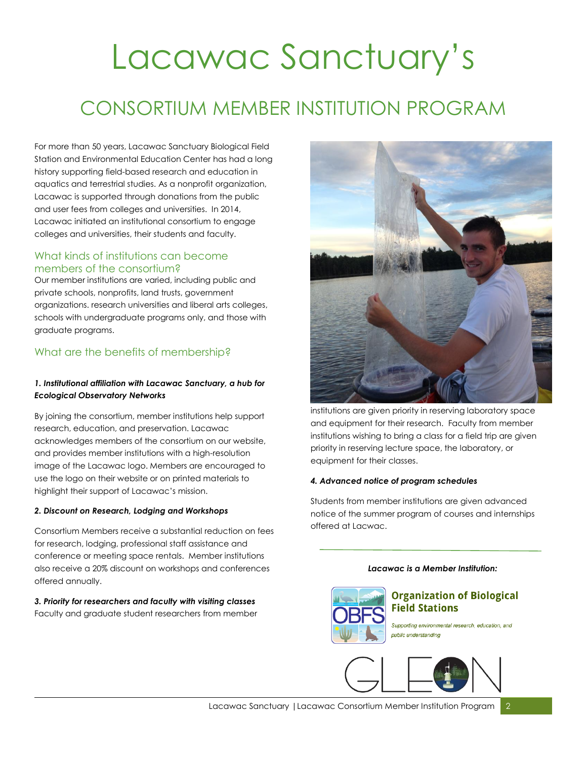# Lacawac Sanctuary's

## CONSORTIUM MEMBER INSTITUTION PROGRAM

For more than 50 years, Lacawac Sanctuary Biological Field Station and Environmental Education Center has had a long history supporting field-based research and education in aquatics and terrestrial studies. As a nonprofit organization, Lacawac is supported through donations from the public and user fees from colleges and universities. In 2014, Lacawac initiated an institutional consortium to engage colleges and universities, their students and faculty.

### What kinds of institutions can become members of the consortium?

Our member institutions are varied, including public and private schools, nonprofits, land trusts, government organizations. research universities and liberal arts colleges, schools with undergraduate programs only, and those with graduate programs.

### What are the benefits of membership?

***1. Institutional affiliation with Lacawac Sanctuary, a hub for Ecological Observatory Networks***

By joining the consortium, member institutions help support research, education, and preservation. Lacawac acknowledges members of the consortium on our website, and provides member institutions with a high-resolution image of the Lacawac logo. Members are encouraged to use the logo on their website or on printed materials to highlight their support of Lacawac's mission.

***2. Discount on Research, Lodging and Workshops***

Consortium Members receive a substantial reduction on fees for research, lodging, professional staff assistance and conference or meeting space rentals. Member institutions also receive a 20% discount on workshops and conferences offered annually.

***3. Priority for researchers and faculty with visiting classes***

Faculty and graduate student researchers from member institutions are given priority in reserving laboratory space and equipment for their research. Faculty from member institutions wishing to bring a class for a field trip are given priority in reserving lecture space, the laboratory, or equipment for their classes.

***4. Advanced notice of program schedules***

Students from member institutions are given advanced notice of the summer program of courses and internships offered at Lacwac.

***Lacawac is a Member Institution:***

**Organization of Biological Field Stations**

*Supporting environmental research, education, and public understanding*

GLEON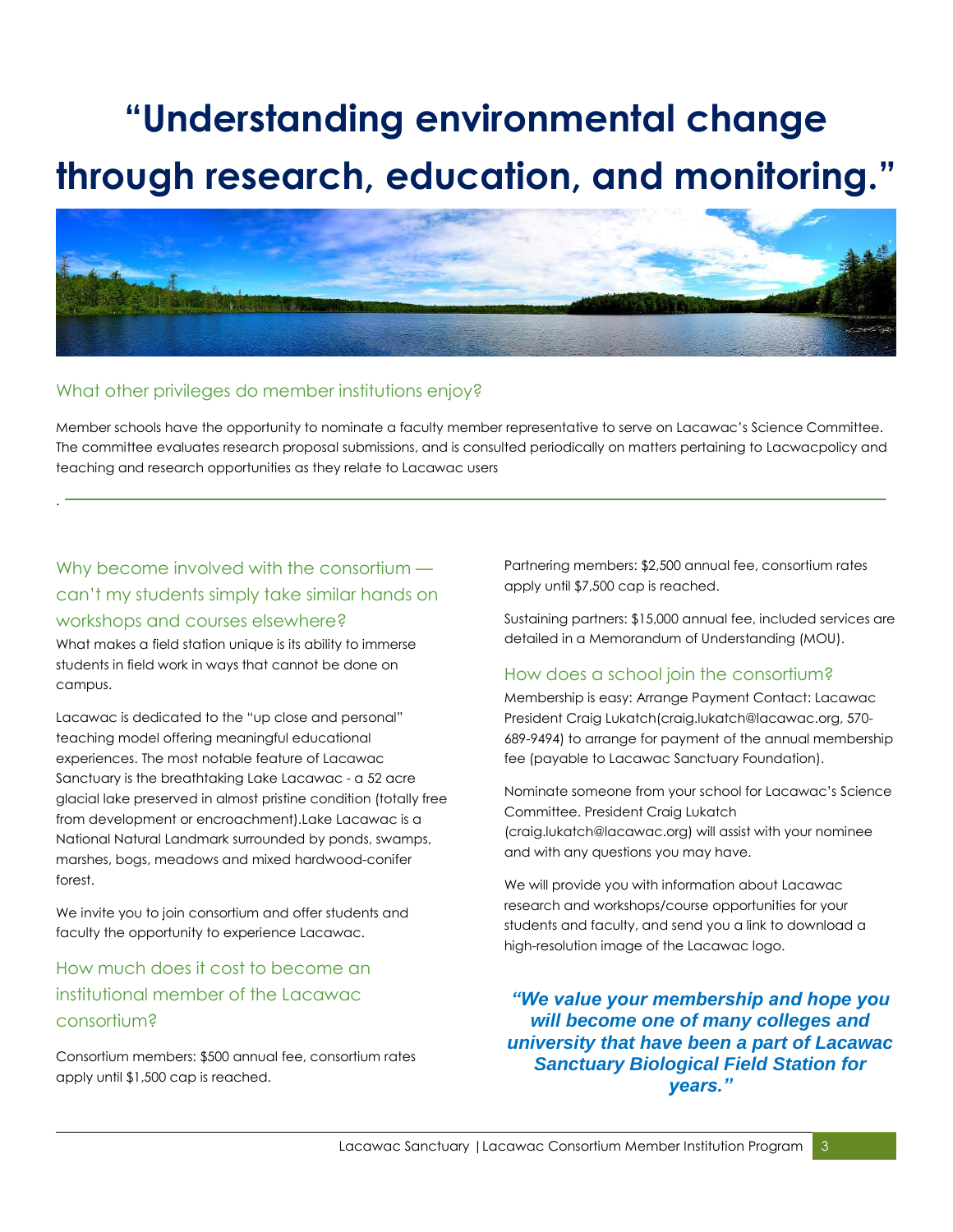# "Understanding environmental change through research, education, and monitoring."

## What other privileges do member institutions enjoy?

Member schools have the opportunity to nominate a faculty member representative to serve on Lacawac's Science Committee. The committee evaluates research proposal submissions, and is consulted periodically on matters pertaining to Lacwacpolicy and teaching and research opportunities as they relate to Lacawac users

.

---

## Why become involved with the consortium — can't my students simply take similar hands on workshops and courses elsewhere?

What makes a field station unique is its ability to immerse students in field work in ways that cannot be done on campus.

Lacawac is dedicated to the "up close and personal" teaching model offering meaningful educational experiences. The most notable feature of Lacawac Sanctuary is the breathtaking Lake Lacawac - a 52 acre glacial lake preserved in almost pristine condition (totally free from development or encroachment).Lake Lacawac is a National Natural Landmark surrounded by ponds, swamps, marshes, bogs, meadows and mixed hardwood-conifer forest.

We invite you to join consortium and offer students and faculty the opportunity to experience Lacawac.

## How much does it cost to become an institutional member of the Lacawac consortium?

Consortium members: $500 annual fee, consortium rates apply until $1,500 cap is reached.

Partnering members: $2,500 annual fee, consortium rates apply until $7,500 cap is reached.

Sustaining partners: $15,000 annual fee, included services are detailed in a Memorandum of Understanding (MOU).

## How does a school join the consortium?

Membership is easy: Arrange Payment Contact: Lacawac President Craig Lukatch(craig.lukatch@lacawac.org, 570-689-9494) to arrange for payment of the annual membership fee (payable to Lacawac Sanctuary Foundation).

Nominate someone from your school for Lacawac's Science Committee. President Craig Lukatch (craig.lukatch@lacawac.org) will assist with your nominee and with any questions you may have.

We will provide you with information about Lacawac research and workshops/course opportunities for your students and faculty, and send you a link to download a high-resolution image of the Lacawac logo.

***"We value your membership and hope you will become one of many colleges and university that have been a part of Lacawac Sanctuary Biological Field Station for years."***